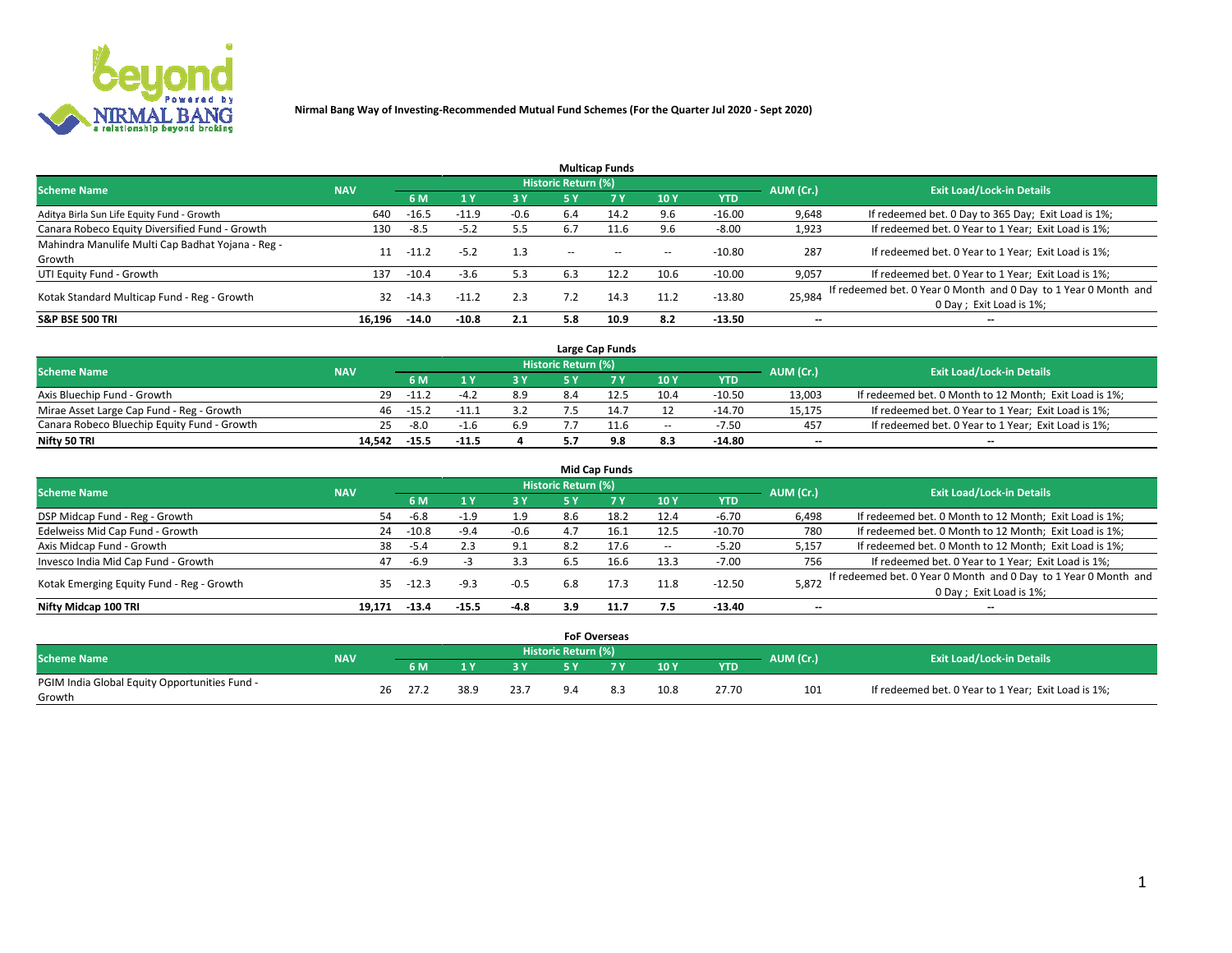Nirmal Bang Way of Investing-Recommended Mutual Fund Schemes (For the Quarter Jul 2020 - Sept 2020)

## Multicap Funds

| Scheme Name | NAV | Historic Return (%) | | | | | | | AUM (Cr.) | Exit Load/Lock-in Details |
|---|---|---|---|---|---|---|---|---|---|---|
| | | 6 M | 1 Y | 3 Y | 5 Y | 7 Y | 10 Y | YTD | | |
| Aditya Birla Sun Life Equity Fund - Growth | 640 | -16.5 | -11.9 | -0.6 | 6.4 | 14.2 | 9.6 | -16.00 | 9,648 | If redeemed bet. 0 Day to 365 Day; Exit Load is 1%; |
| Canara Robeco Equity Diversified Fund - Growth | 130 | -8.5 | -5.2 | 5.5 | 6.7 | 11.6 | 9.6 | -8.00 | 1,923 | If redeemed bet. 0 Year to 1 Year; Exit Load is 1%; |
| Mahindra Manulife Multi Cap Badhat Yojana - Reg - Growth | 11 | -11.2 | -5.2 | 1.3 | -- | -- | -- | -10.80 | 287 | If redeemed bet. 0 Year to 1 Year; Exit Load is 1%; |
| UTI Equity Fund - Growth | 137 | -10.4 | -3.6 | 5.3 | 6.3 | 12.2 | 10.6 | -10.00 | 9,057 | If redeemed bet. 0 Year to 1 Year; Exit Load is 1%; |
| Kotak Standard Multicap Fund - Reg - Growth | 32 | -14.3 | -11.2 | 2.3 | 7.2 | 14.3 | 11.2 | -13.80 | 25,984 | If redeemed bet. 0 Year 0 Month and 0 Day to 1 Year 0 Month and 0 Day ; Exit Load is 1%; |
| **S&P BSE 500 TRI** | **16,196** | **-14.0** | **-10.8** | **2.1** | **5.8** | **10.9** | **8.2** | **-13.50** | **--** | **--** |

## Large Cap Funds

| Scheme Name | NAV | Historic Return (%) | | | | | | | AUM (Cr.) | Exit Load/Lock-in Details |
|---|---|---|---|---|---|---|---|---|---|---|
| | | 6 M | 1 Y | 3 Y | 5 Y | 7 Y | 10 Y | YTD | | |
| Axis Bluechip Fund - Growth | 29 | -11.2 | -4.2 | 8.9 | 8.4 | 12.5 | 10.4 | -10.50 | 13,003 | If redeemed bet. 0 Month to 12 Month; Exit Load is 1%; |
| Mirae Asset Large Cap Fund - Reg - Growth | 46 | -15.2 | -11.1 | 3.2 | 7.5 | 14.7 | 12 | -14.70 | 15,175 | If redeemed bet. 0 Year to 1 Year; Exit Load is 1%; |
| Canara Robeco Bluechip Equity Fund - Growth | 25 | -8.0 | -1.6 | 6.9 | 7.7 | 11.6 | -- | -7.50 | 457 | If redeemed bet. 0 Year to 1 Year; Exit Load is 1%; |
| **Nifty 50 TRI** | **14,542** | **-15.5** | **-11.5** | **4** | **5.7** | **9.8** | **8.3** | **-14.80** | **--** | **--** |

## Mid Cap Funds

| Scheme Name | NAV | Historic Return (%) | | | | | | | AUM (Cr.) | Exit Load/Lock-in Details |
|---|---|---|---|---|---|---|---|---|---|---|
| | | 6 M | 1 Y | 3 Y | 5 Y | 7 Y | 10 Y | YTD | | |
| DSP Midcap Fund - Reg - Growth | 54 | -6.8 | -1.9 | 1.9 | 8.6 | 18.2 | 12.4 | -6.70 | 6,498 | If redeemed bet. 0 Month to 12 Month; Exit Load is 1%; |
| Edelweiss Mid Cap Fund - Growth | 24 | -10.8 | -9.4 | -0.6 | 4.7 | 16.1 | 12.5 | -10.70 | 780 | If redeemed bet. 0 Month to 12 Month; Exit Load is 1%; |
| Axis Midcap Fund - Growth | 38 | -5.4 | 2.3 | 9.1 | 8.2 | 17.6 | -- | -5.20 | 5,157 | If redeemed bet. 0 Month to 12 Month; Exit Load is 1%; |
| Invesco India Mid Cap Fund - Growth | 47 | -6.9 | -3 | 3.3 | 6.5 | 16.6 | 13.3 | -7.00 | 756 | If redeemed bet. 0 Year to 1 Year; Exit Load is 1%; |
| Kotak Emerging Equity Fund - Reg - Growth | 35 | -12.3 | -9.3 | -0.5 | 6.8 | 17.3 | 11.8 | -12.50 | 5,872 | If redeemed bet. 0 Year 0 Month and 0 Day to 1 Year 0 Month and 0 Day ; Exit Load is 1%; |
| **Nifty Midcap 100 TRI** | **19,171** | **-13.4** | **-15.5** | **-4.8** | **3.9** | **11.7** | **7.5** | **-13.40** | **--** | **--** |

## FoF Overseas

| Scheme Name | NAV | Historic Return (%) | | | | | | | AUM (Cr.) | Exit Load/Lock-in Details |
|---|---|---|---|---|---|---|---|---|---|---|
| | | 6 M | 1 Y | 3 Y | 5 Y | 7 Y | 10 Y | YTD | | |
| PGIM India Global Equity Opportunities Fund - Growth | 26 | 27.2 | 38.9 | 23.7 | 9.4 | 8.3 | 10.8 | 27.70 | 101 | If redeemed bet. 0 Year to 1 Year; Exit Load is 1%; |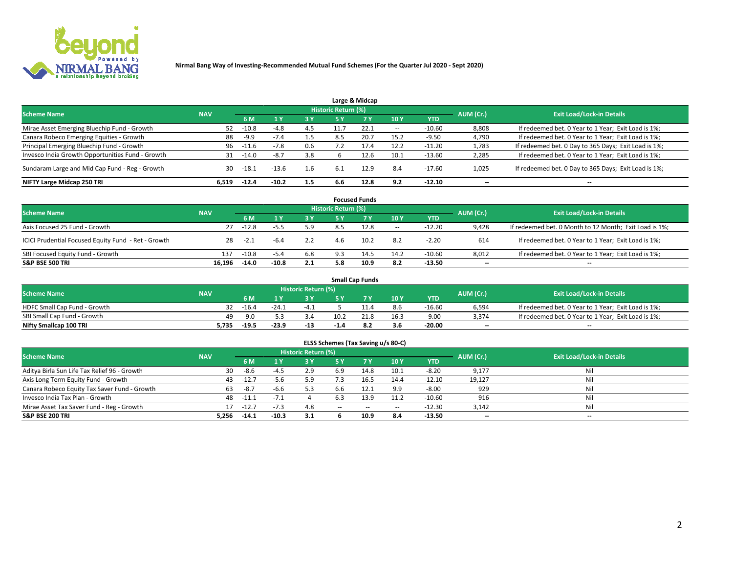# Nirmal Bang Way of Investing-Recommended Mutual Fund Schemes (For the Quarter Jul 2020 - Sept 2020)

## Large & Midcap

| Scheme Name | NAV | Historic Return (%) | | | | | | | AUM (Cr.) | Exit Load/Lock-in Details |
|---|---|---|---|---|---|---|---|---|---|---|
| | | 6 M | 1 Y | 3 Y | 5 Y | 7 Y | 10 Y | YTD | | |
| Mirae Asset Emerging Bluechip Fund - Growth | 52 | -10.8 | -4.8 | 4.5 | 11.7 | 22.1 | -- | -10.60 | 8,808 | If redeemed bet. 0 Year to 1 Year; Exit Load is 1%; |
| Canara Robeco Emerging Equities - Growth | 88 | -9.9 | -7.4 | 1.5 | 8.5 | 20.7 | 15.2 | -9.50 | 4,790 | If redeemed bet. 0 Year to 1 Year; Exit Load is 1%; |
| Principal Emerging Bluechip Fund - Growth | 96 | -11.6 | -7.8 | 0.6 | 7.2 | 17.4 | 12.2 | -11.20 | 1,783 | If redeemed bet. 0 Day to 365 Days; Exit Load is 1%; |
| Invesco India Growth Opportunities Fund - Growth | 31 | -14.0 | -8.7 | 3.8 | 6 | 12.6 | 10.1 | -13.60 | 2,285 | If redeemed bet. 0 Year to 1 Year; Exit Load is 1%; |
| Sundaram Large and Mid Cap Fund - Reg - Growth | 30 | -18.1 | -13.6 | 1.6 | 6.1 | 12.9 | 8.4 | -17.60 | 1,025 | If redeemed bet. 0 Day to 365 Days; Exit Load is 1%; |
| **NIFTY Large Midcap 250 TRI** | **6,519** | **-12.4** | **-10.2** | **1.5** | **6.6** | **12.8** | **9.2** | **-12.10** | **--** | **--** |

## Focused Funds

| Scheme Name | NAV | Historic Return (%) | | | | | | | AUM (Cr.) | Exit Load/Lock-in Details |
|---|---|---|---|---|---|---|---|---|---|---|
| | | 6 M | 1 Y | 3 Y | 5 Y | 7 Y | 10 Y | YTD | | |
| Axis Focused 25 Fund - Growth | 27 | -12.8 | -5.5 | 5.9 | 8.5 | 12.8 | -- | -12.20 | 9,428 | If redeemed bet. 0 Month to 12 Month; Exit Load is 1%; |
| ICICI Prudential Focused Equity Fund - Ret - Growth | 28 | -2.1 | -6.4 | 2.2 | 4.6 | 10.2 | 8.2 | -2.20 | 614 | If redeemed bet. 0 Year to 1 Year; Exit Load is 1%; |
| SBI Focused Equity Fund - Growth | 137 | -10.8 | -5.4 | 6.8 | 9.3 | 14.5 | 14.2 | -10.60 | 8,012 | If redeemed bet. 0 Year to 1 Year; Exit Load is 1%; |
| **S&P BSE 500 TRI** | **16,196** | **-14.0** | **-10.8** | **2.1** | **5.8** | **10.9** | **8.2** | **-13.50** | **--** | **--** |

## Small Cap Funds

| Scheme Name | NAV | Historic Return (%) | | | | | | | AUM (Cr.) | Exit Load/Lock-in Details |
|---|---|---|---|---|---|---|---|---|---|---|
| | | 6 M | 1 Y | 3 Y | 5 Y | 7 Y | 10 Y | YTD | | |
| HDFC Small Cap Fund - Growth | 32 | -16.4 | -24.1 | -4.1 | 5 | 11.4 | 8.6 | -16.60 | 6,594 | If redeemed bet. 0 Year to 1 Year; Exit Load is 1%; |
| SBI Small Cap Fund - Growth | 49 | -9.0 | -5.3 | 3.4 | 10.2 | 21.8 | 16.3 | -9.00 | 3,374 | If redeemed bet. 0 Year to 1 Year; Exit Load is 1%; |
| **Nifty Smallcap 100 TRI** | **5,735** | **-19.5** | **-23.9** | **-13** | **-1.4** | **8.2** | **3.6** | **-20.00** | **--** | **--** |

## ELSS Schemes (Tax Saving u/s 80-C)

| Scheme Name | NAV | Historic Return (%) | | | | | | | AUM (Cr.) | Exit Load/Lock-in Details |
|---|---|---|---|---|---|---|---|---|---|---|
| | | 6 M | 1 Y | 3 Y | 5 Y | 7 Y | 10 Y | YTD | | |
| Aditya Birla Sun Life Tax Relief 96 - Growth | 30 | -8.6 | -4.5 | 2.9 | 6.9 | 14.8 | 10.1 | -8.20 | 9,177 | Nil |
| Axis Long Term Equity Fund - Growth | 43 | -12.7 | -5.6 | 5.9 | 7.3 | 16.5 | 14.4 | -12.10 | 19,127 | Nil |
| Canara Robeco Equity Tax Saver Fund - Growth | 63 | -8.7 | -6.6 | 5.3 | 6.6 | 12.1 | 9.9 | -8.00 | 929 | Nil |
| Invesco India Tax Plan - Growth | 48 | -11.1 | -7.1 | 4 | 6.3 | 13.9 | 11.2 | -10.60 | 916 | Nil |
| Mirae Asset Tax Saver Fund - Reg - Growth | 17 | -12.7 | -7.3 | 4.8 | -- | -- | -- | -12.30 | 3,142 | Nil |
| **S&P BSE 200 TRI** | **5,256** | **-14.1** | **-10.3** | **3.1** | **6** | **10.9** | **8.4** | **-13.50** | **--** | **--** |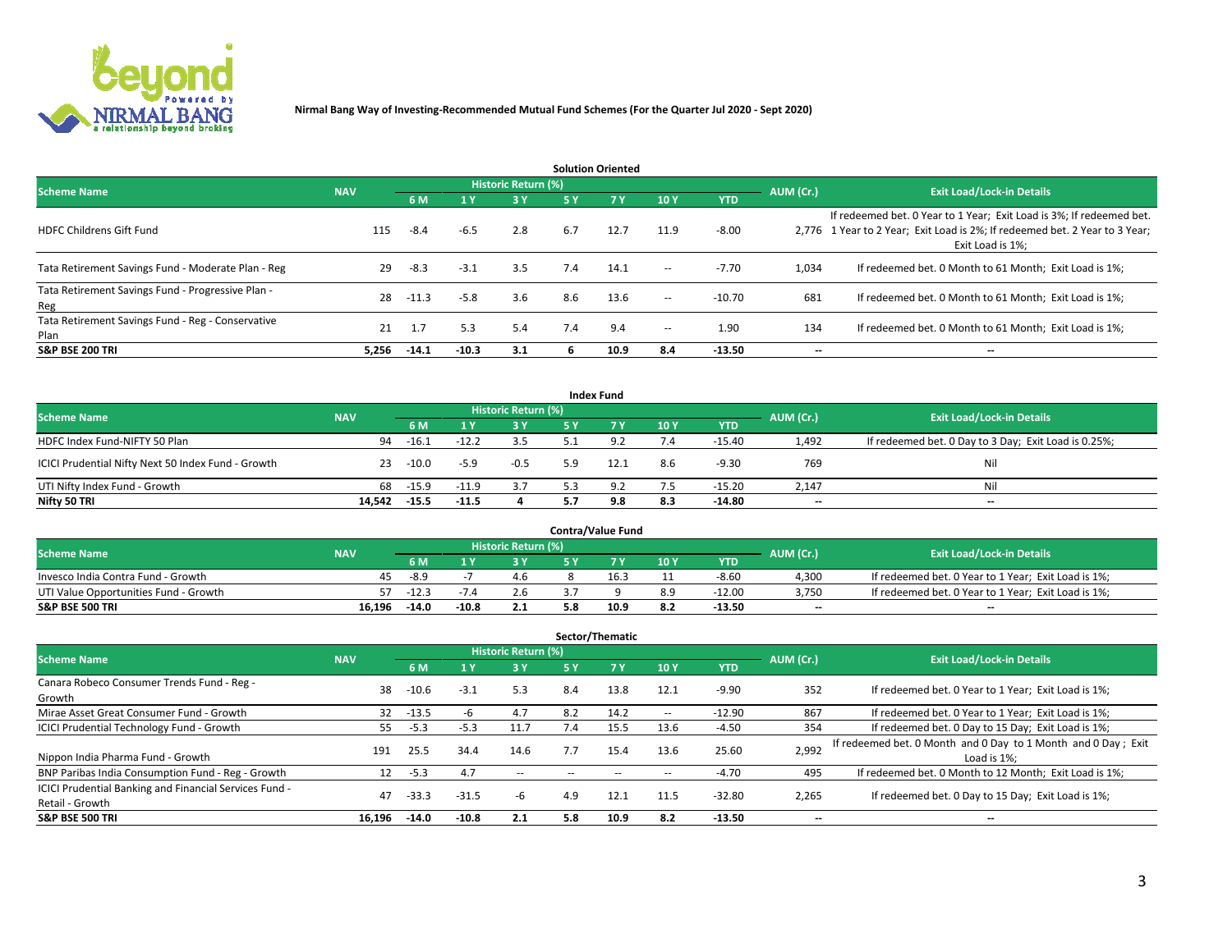**Nirmal Bang Way of Investing-Recommended Mutual Fund Schemes (For the Quarter Jul 2020 - Sept 2020)**

## Solution Oriented

| Scheme Name | NAV | Historic Return (%) | | | | | | | AUM (Cr.) | Exit Load/Lock-in Details |
|---|---|---|---|---|---|---|---|---|---|---|
| | | 6 M | 1 Y | 3 Y | 5 Y | 7 Y | 10 Y | YTD | | |
| HDFC Childrens Gift Fund | 115 | -8.4 | -6.5 | 2.8 | 6.7 | 12.7 | 11.9 | -8.00 | 2,776 | If redeemed bet. 0 Year to 1 Year; Exit Load is 3%; If redeemed bet. 1 Year to 2 Year; Exit Load is 2%; If redeemed bet. 2 Year to 3 Year; Exit Load is 1%; |
| Tata Retirement Savings Fund - Moderate Plan - Reg | 29 | -8.3 | -3.1 | 3.5 | 7.4 | 14.1 | -- | -7.70 | 1,034 | If redeemed bet. 0 Month to 61 Month; Exit Load is 1%; |
| Tata Retirement Savings Fund - Progressive Plan - Reg | 28 | -11.3 | -5.8 | 3.6 | 8.6 | 13.6 | -- | -10.70 | 681 | If redeemed bet. 0 Month to 61 Month; Exit Load is 1%; |
| Tata Retirement Savings Fund - Reg - Conservative Plan | 21 | 1.7 | 5.3 | 5.4 | 7.4 | 9.4 | -- | 1.90 | 134 | If redeemed bet. 0 Month to 61 Month; Exit Load is 1%; |
| **S&P BSE 200 TRI** | **5,256** | **-14.1** | **-10.3** | **3.1** | **6** | **10.9** | **8.4** | **-13.50** | **--** | **--** |

## Index Fund

| Scheme Name | NAV | Historic Return (%) | | | | | | | AUM (Cr.) | Exit Load/Lock-in Details |
|---|---|---|---|---|---|---|---|---|---|---|
| | | 6 M | 1 Y | 3 Y | 5 Y | 7 Y | 10 Y | YTD | | |
| HDFC Index Fund-NIFTY 50 Plan | 94 | -16.1 | -12.2 | 3.5 | 5.1 | 9.2 | 7.4 | -15.40 | 1,492 | If redeemed bet. 0 Day to 3 Day; Exit Load is 0.25%; |
| ICICI Prudential Nifty Next 50 Index Fund - Growth | 23 | -10.0 | -5.9 | -0.5 | 5.9 | 12.1 | 8.6 | -9.30 | 769 | Nil |
| UTI Nifty Index Fund - Growth | 68 | -15.9 | -11.9 | 3.7 | 5.3 | 9.2 | 7.5 | -15.20 | 2,147 | Nil |
| **Nifty 50 TRI** | **14,542** | **-15.5** | **-11.5** | **4** | **5.7** | **9.8** | **8.3** | **-14.80** | **--** | **--** |

## Contra/Value Fund

| Scheme Name | NAV | Historic Return (%) | | | | | | | AUM (Cr.) | Exit Load/Lock-in Details |
|---|---|---|---|---|---|---|---|---|---|---|
| | | 6 M | 1 Y | 3 Y | 5 Y | 7 Y | 10 Y | YTD | | |
| Invesco India Contra Fund - Growth | 45 | -8.9 | -7 | 4.6 | 8 | 16.3 | 11 | -8.60 | 4,300 | If redeemed bet. 0 Year to 1 Year; Exit Load is 1%; |
| UTI Value Opportunities Fund - Growth | 57 | -12.3 | -7.4 | 2.6 | 3.7 | 9 | 8.9 | -12.00 | 3,750 | If redeemed bet. 0 Year to 1 Year; Exit Load is 1%; |
| **S&P BSE 500 TRI** | **16,196** | **-14.0** | **-10.8** | **2.1** | **5.8** | **10.9** | **8.2** | **-13.50** | **--** | **--** |

## Sector/Thematic

| Scheme Name | NAV | Historic Return (%) | | | | | | | AUM (Cr.) | Exit Load/Lock-in Details |
|---|---|---|---|---|---|---|---|---|---|---|
| | | 6 M | 1 Y | 3 Y | 5 Y | 7 Y | 10 Y | YTD | | |
| Canara Robeco Consumer Trends Fund - Reg - Growth | 38 | -10.6 | -3.1 | 5.3 | 8.4 | 13.8 | 12.1 | -9.90 | 352 | If redeemed bet. 0 Year to 1 Year; Exit Load is 1%; |
| Mirae Asset Great Consumer Fund - Growth | 32 | -13.5 | -6 | 4.7 | 8.2 | 14.2 | -- | -12.90 | 867 | If redeemed bet. 0 Year to 1 Year; Exit Load is 1%; |
| ICICI Prudential Technology Fund - Growth | 55 | -5.3 | -5.3 | 11.7 | 7.4 | 15.5 | 13.6 | -4.50 | 354 | If redeemed bet. 0 Day to 15 Day; Exit Load is 1%; |
| Nippon India Pharma Fund - Growth | 191 | 25.5 | 34.4 | 14.6 | 7.7 | 15.4 | 13.6 | 25.60 | 2,992 | If redeemed bet. 0 Month and 0 Day to 1 Month and 0 Day ; Exit Load is 1%; |
| BNP Paribas India Consumption Fund - Reg - Growth | 12 | -5.3 | 4.7 | -- | -- | -- | -- | -4.70 | 495 | If redeemed bet. 0 Month to 12 Month; Exit Load is 1%; |
| ICICI Prudential Banking and Financial Services Fund - Retail - Growth | 47 | -33.3 | -31.5 | -6 | 4.9 | 12.1 | 11.5 | -32.80 | 2,265 | If redeemed bet. 0 Day to 15 Day; Exit Load is 1%; |
| **S&P BSE 500 TRI** | **16,196** | **-14.0** | **-10.8** | **2.1** | **5.8** | **10.9** | **8.2** | **-13.50** | **--** | **--** |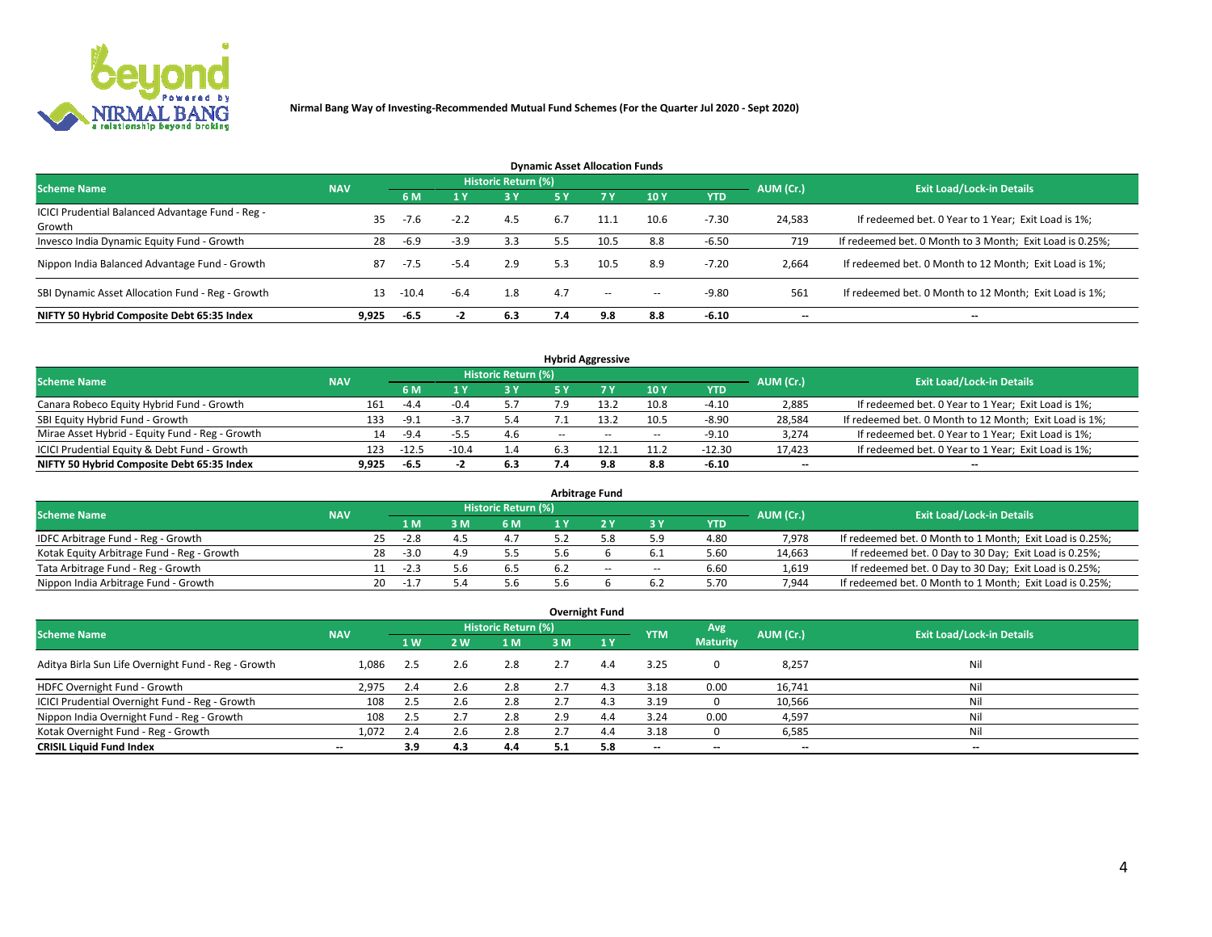Nirmal Bang Way of Investing-Recommended Mutual Fund Schemes (For the Quarter Jul 2020 - Sept 2020)

### Dynamic Asset Allocation Funds

| Scheme Name | NAV | Historic Return (%) | | | | | | | AUM (Cr.) | Exit Load/Lock-in Details |
|---|---|---|---|---|---|---|---|---|---|---|
| | | 6 M | 1 Y | 3 Y | 5 Y | 7 Y | 10 Y | YTD | | |
| ICICI Prudential Balanced Advantage Fund - Reg - Growth | 35 | -7.6 | -2.2 | 4.5 | 6.7 | 11.1 | 10.6 | -7.30 | 24,583 | If redeemed bet. 0 Year to 1 Year; Exit Load is 1%; |
| Invesco India Dynamic Equity Fund - Growth | 28 | -6.9 | -3.9 | 3.3 | 5.5 | 10.5 | 8.8 | -6.50 | 719 | If redeemed bet. 0 Month to 3 Month; Exit Load is 0.25%; |
| Nippon India Balanced Advantage Fund - Growth | 87 | -7.5 | -5.4 | 2.9 | 5.3 | 10.5 | 8.9 | -7.20 | 2,664 | If redeemed bet. 0 Month to 12 Month; Exit Load is 1%; |
| SBI Dynamic Asset Allocation Fund - Reg - Growth | 13 | -10.4 | -6.4 | 1.8 | 4.7 | -- | -- | -9.80 | 561 | If redeemed bet. 0 Month to 12 Month; Exit Load is 1%; |
| **NIFTY 50 Hybrid Composite Debt 65:35 Index** | **9,925** | **-6.5** | **-2** | **6.3** | **7.4** | **9.8** | **8.8** | **-6.10** | **--** | **--** |

### Hybrid Aggressive

| Scheme Name | NAV | Historic Return (%) | | | | | | | AUM (Cr.) | Exit Load/Lock-in Details |
|---|---|---|---|---|---|---|---|---|---|---|
| | | 6 M | 1 Y | 3 Y | 5 Y | 7 Y | 10 Y | YTD | | |
| Canara Robeco Equity Hybrid Fund - Growth | 161 | -4.4 | -0.4 | 5.7 | 7.9 | 13.2 | 10.8 | -4.10 | 2,885 | If redeemed bet. 0 Year to 1 Year; Exit Load is 1%; |
| SBI Equity Hybrid Fund - Growth | 133 | -9.1 | -3.7 | 5.4 | 7.1 | 13.2 | 10.5 | -8.90 | 28,584 | If redeemed bet. 0 Month to 12 Month; Exit Load is 1%; |
| Mirae Asset Hybrid - Equity Fund - Reg - Growth | 14 | -9.4 | -5.5 | 4.6 | -- | -- | -- | -9.10 | 3,274 | If redeemed bet. 0 Year to 1 Year; Exit Load is 1%; |
| ICICI Prudential Equity & Debt Fund - Growth | 123 | -12.5 | -10.4 | 1.4 | 6.3 | 12.1 | 11.2 | -12.30 | 17,423 | If redeemed bet. 0 Year to 1 Year; Exit Load is 1%; |
| **NIFTY 50 Hybrid Composite Debt 65:35 Index** | **9,925** | **-6.5** | **-2** | **6.3** | **7.4** | **9.8** | **8.8** | **-6.10** | **--** | **--** |

### Arbitrage Fund

| Scheme Name | NAV | Historic Return (%) | | | | | | | AUM (Cr.) | Exit Load/Lock-in Details |
|---|---|---|---|---|---|---|---|---|---|---|
| | | 1 M | 3 M | 6 M | 1 Y | 2 Y | 3 Y | YTD | | |
| IDFC Arbitrage Fund - Reg - Growth | 25 | -2.8 | 4.5 | 4.7 | 5.2 | 5.8 | 5.9 | 4.80 | 7,978 | If redeemed bet. 0 Month to 1 Month; Exit Load is 0.25%; |
| Kotak Equity Arbitrage Fund - Reg - Growth | 28 | -3.0 | 4.9 | 5.5 | 5.6 | 6 | 6.1 | 5.60 | 14,663 | If redeemed bet. 0 Day to 30 Day; Exit Load is 0.25%; |
| Tata Arbitrage Fund - Reg - Growth | 11 | -2.3 | 5.6 | 6.5 | 6.2 | -- | -- | 6.60 | 1,619 | If redeemed bet. 0 Day to 30 Day; Exit Load is 0.25%; |
| Nippon India Arbitrage Fund - Growth | 20 | -1.7 | 5.4 | 5.6 | 5.6 | 6 | 6.2 | 5.70 | 7,944 | If redeemed bet. 0 Month to 1 Month; Exit Load is 0.25%; |

### Overnight Fund

| Scheme Name | NAV | Historic Return (%) | | | | | YTM | Avg Maturity | AUM (Cr.) | Exit Load/Lock-in Details |
|---|---|---|---|---|---|---|---|---|---|---|
| | | 1 W | 2 W | 1 M | 3 M | 1 Y | | | | |
| Aditya Birla Sun Life Overnight Fund - Reg - Growth | 1,086 | 2.5 | 2.6 | 2.8 | 2.7 | 4.4 | 3.25 | 0 | 8,257 | Nil |
| HDFC Overnight Fund - Growth | 2,975 | 2.4 | 2.6 | 2.8 | 2.7 | 4.3 | 3.18 | 0.00 | 16,741 | Nil |
| ICICI Prudential Overnight Fund - Reg - Growth | 108 | 2.5 | 2.6 | 2.8 | 2.7 | 4.3 | 3.19 | 0 | 10,566 | Nil |
| Nippon India Overnight Fund - Reg - Growth | 108 | 2.5 | 2.7 | 2.8 | 2.9 | 4.4 | 3.24 | 0.00 | 4,597 | Nil |
| Kotak Overnight Fund - Reg - Growth | 1,072 | 2.4 | 2.6 | 2.8 | 2.7 | 4.4 | 3.18 | 0 | 6,585 | Nil |
| **CRISIL Liquid Fund Index** | **--** | **3.9** | **4.3** | **4.4** | **5.1** | **5.8** | **--** | **--** | **--** | **--** |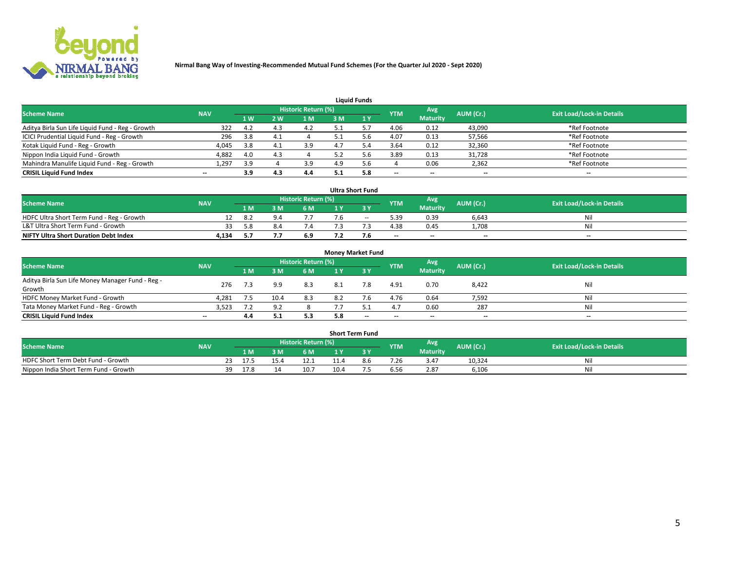**Nirmal Bang Way of Investing-Recommended Mutual Fund Schemes (For the Quarter Jul 2020 - Sept 2020)**

### Liquid Funds

| Scheme Name | NAV | Historic Return (%) | | | | | YTM | Avg Maturity | AUM (Cr.) | Exit Load/Lock-in Details |
|---|---|---|---|---|---|---|---|---|---|---|
| | | 1 W | 2 W | 1 M | 3 M | 1 Y | | | | |
| Aditya Birla Sun Life Liquid Fund - Reg - Growth | 322 | 4.2 | 4.3 | 4.2 | 5.1 | 5.7 | 4.06 | 0.12 | 43,090 | *Ref Footnote |
| ICICI Prudential Liquid Fund - Reg - Growth | 296 | 3.8 | 4.1 | 4 | 5.1 | 5.6 | 4.07 | 0.13 | 57,566 | *Ref Footnote |
| Kotak Liquid Fund - Reg - Growth | 4,045 | 3.8 | 4.1 | 3.9 | 4.7 | 5.4 | 3.64 | 0.12 | 32,360 | *Ref Footnote |
| Nippon India Liquid Fund - Growth | 4,882 | 4.0 | 4.3 | 4 | 5.2 | 5.6 | 3.89 | 0.13 | 31,728 | *Ref Footnote |
| Mahindra Manulife Liquid Fund - Reg - Growth | 1,297 | 3.9 | 4 | 3.9 | 4.9 | 5.6 | 4 | 0.06 | 2,362 | *Ref Footnote |
| **CRISIL Liquid Fund Index** | -- | **3.9** | **4.3** | **4.4** | **5.1** | **5.8** | -- | -- | -- | -- |

### Ultra Short Fund

| Scheme Name | NAV | Historic Return (%) | | | | | YTM | Avg Maturity | AUM (Cr.) | Exit Load/Lock-in Details |
|---|---|---|---|---|---|---|---|---|---|---|
| | | 1 M | 3 M | 6 M | 1 Y | 3 Y | | | | |
| HDFC Ultra Short Term Fund - Reg - Growth | 12 | 8.2 | 9.4 | 7.7 | 7.6 | -- | 5.39 | 0.39 | 6,643 | Nil |
| L&T Ultra Short Term Fund - Growth | 33 | 5.8 | 8.4 | 7.4 | 7.3 | 7.3 | 4.38 | 0.45 | 1,708 | Nil |
| **NIFTY Ultra Short Duration Debt Index** | **4,134** | **5.7** | **7.7** | **6.9** | **7.2** | **7.6** | -- | -- | -- | -- |

### Money Market Fund

| Scheme Name | NAV | Historic Return (%) | | | | | YTM | Avg Maturity | AUM (Cr.) | Exit Load/Lock-in Details |
|---|---|---|---|---|---|---|---|---|---|---|
| | | 1 M | 3 M | 6 M | 1 Y | 3 Y | | | | |
| Aditya Birla Sun Life Money Manager Fund - Reg - Growth | 276 | 7.3 | 9.9 | 8.3 | 8.1 | 7.8 | 4.91 | 0.70 | 8,422 | Nil |
| HDFC Money Market Fund - Growth | 4,281 | 7.5 | 10.4 | 8.3 | 8.2 | 7.6 | 4.76 | 0.64 | 7,592 | Nil |
| Tata Money Market Fund - Reg - Growth | 3,523 | 7.2 | 9.2 | 8 | 7.7 | 5.1 | 4.7 | 0.60 | 287 | Nil |
| **CRISIL Liquid Fund Index** | -- | **4.4** | **5.1** | **5.3** | **5.8** | -- | -- | -- | -- | -- |

### Short Term Fund

| Scheme Name | NAV | Historic Return (%) | | | | | YTM | Avg Maturity | AUM (Cr.) | Exit Load/Lock-in Details |
|---|---|---|---|---|---|---|---|---|---|---|
| | | 1 M | 3 M | 6 M | 1 Y | 3 Y | | | | |
| HDFC Short Term Debt Fund - Growth | 23 | 17.5 | 15.4 | 12.1 | 11.4 | 8.6 | 7.26 | 3.47 | 10,324 | Nil |
| Nippon India Short Term Fund - Growth | 39 | 17.8 | 14 | 10.7 | 10.4 | 7.5 | 6.56 | 2.87 | 6,106 | Nil |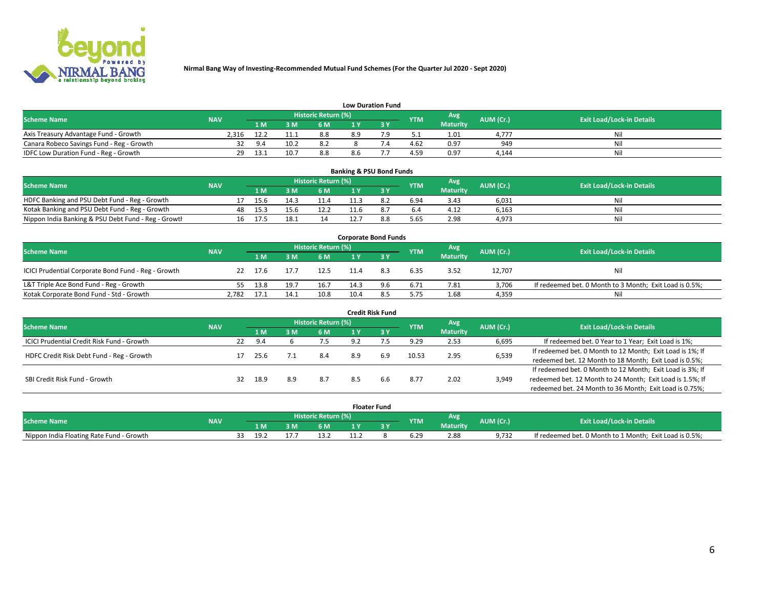Nirmal Bang Way of Investing-Recommended Mutual Fund Schemes (For the Quarter Jul 2020 - Sept 2020)

### Low Duration Fund

| Scheme Name | NAV | Historic Return (%) | | | | | YTM | Avg Maturity | AUM (Cr.) | Exit Load/Lock-in Details |
|---|---|---|---|---|---|---|---|---|---|---|
| | | 1 M | 3 M | 6 M | 1 Y | 3 Y | | | | |
| Axis Treasury Advantage Fund - Growth | 2,316 | 12.2 | 11.1 | 8.8 | 8.9 | 7.9 | 5.1 | 1.01 | 4,777 | Nil |
| Canara Robeco Savings Fund - Reg - Growth | 32 | 9.4 | 10.2 | 8.2 | 8 | 7.4 | 4.62 | 0.97 | 949 | Nil |
| IDFC Low Duration Fund - Reg - Growth | 29 | 13.1 | 10.7 | 8.8 | 8.6 | 7.7 | 4.59 | 0.97 | 4,144 | Nil |

### Banking & PSU Bond Funds

| Scheme Name | NAV | Historic Return (%) | | | | | YTM | Avg Maturity | AUM (Cr.) | Exit Load/Lock-in Details |
|---|---|---|---|---|---|---|---|---|---|---|
| | | 1 M | 3 M | 6 M | 1 Y | 3 Y | | | | |
| HDFC Banking and PSU Debt Fund - Reg - Growth | 17 | 15.6 | 14.3 | 11.4 | 11.3 | 8.2 | 6.94 | 3.43 | 6,031 | Nil |
| Kotak Banking and PSU Debt Fund - Reg - Growth | 48 | 15.3 | 15.6 | 12.2 | 11.6 | 8.7 | 6.4 | 4.12 | 6,163 | Nil |
| Nippon India Banking & PSU Debt Fund - Reg - Growth | 16 | 17.5 | 18.1 | 14 | 12.7 | 8.8 | 5.65 | 2.98 | 4,973 | Nil |

### Corporate Bond Funds

| Scheme Name | NAV | Historic Return (%) | | | | | YTM | Avg Maturity | AUM (Cr.) | Exit Load/Lock-in Details |
|---|---|---|---|---|---|---|---|---|---|---|
| | | 1 M | 3 M | 6 M | 1 Y | 3 Y | | | | |
| ICICI Prudential Corporate Bond Fund - Reg - Growth | 22 | 17.6 | 17.7 | 12.5 | 11.4 | 8.3 | 6.35 | 3.52 | 12,707 | Nil |
| L&T Triple Ace Bond Fund - Reg - Growth | 55 | 13.8 | 19.7 | 16.7 | 14.3 | 9.6 | 6.71 | 7.81 | 3,706 | If redeemed bet. 0 Month to 3 Month; Exit Load is 0.5%; |
| Kotak Corporate Bond Fund - Std - Growth | 2,782 | 17.1 | 14.1 | 10.8 | 10.4 | 8.5 | 5.75 | 1.68 | 4,359 | Nil |

### Credit Risk Fund

| Scheme Name | NAV | Historic Return (%) | | | | | YTM | Avg Maturity | AUM (Cr.) | Exit Load/Lock-in Details |
|---|---|---|---|---|---|---|---|---|---|---|
| | | 1 M | 3 M | 6 M | 1 Y | 3 Y | | | | |
| ICICI Prudential Credit Risk Fund - Growth | 22 | 9.4 | 6 | 7.5 | 9.2 | 7.5 | 9.29 | 2.53 | 6,695 | If redeemed bet. 0 Year to 1 Year; Exit Load is 1%; |
| HDFC Credit Risk Debt Fund - Reg - Growth | 17 | 25.6 | 7.1 | 8.4 | 8.9 | 6.9 | 10.53 | 2.95 | 6,539 | If redeemed bet. 0 Month to 12 Month; Exit Load is 1%; If redeemed bet. 12 Month to 18 Month; Exit Load is 0.5%; |
| SBI Credit Risk Fund - Growth | 32 | 18.9 | 8.9 | 8.7 | 8.5 | 6.6 | 8.77 | 2.02 | 3,949 | If redeemed bet. 0 Month to 12 Month; Exit Load is 3%; If redeemed bet. 12 Month to 24 Month; Exit Load is 1.5%; If redeemed bet. 24 Month to 36 Month; Exit Load is 0.75%; |

### Floater Fund

| Scheme Name | NAV | Historic Return (%) | | | | | YTM | Avg Maturity | AUM (Cr.) | Exit Load/Lock-in Details |
|---|---|---|---|---|---|---|---|---|---|---|
| | | 1 M | 3 M | 6 M | 1 Y | 3 Y | | | | |
| Nippon India Floating Rate Fund - Growth | 33 | 19.2 | 17.7 | 13.2 | 11.2 | 8 | 6.29 | 2.88 | 9,732 | If redeemed bet. 0 Month to 1 Month; Exit Load is 0.5%; |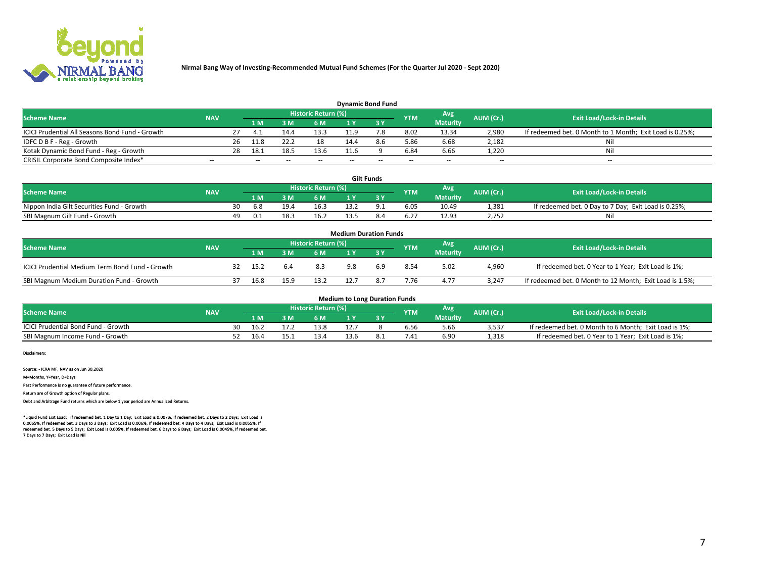**Nirmal Bang Way of Investing-Recommended Mutual Fund Schemes (For the Quarter Jul 2020 - Sept 2020)**

### Dynamic Bond Fund

| Scheme Name | NAV | Historic Return (%) | | | | | YTM | Avg Maturity | AUM (Cr.) | Exit Load/Lock-in Details |
|---|---|---|---|---|---|---|---|---|---|---|
| | | 1 M | 3 M | 6 M | 1 Y | 3 Y | | | | |
| ICICI Prudential All Seasons Bond Fund - Growth | 27 | 4.1 | 14.4 | 13.3 | 11.9 | 7.8 | 8.02 | 13.34 | 2,980 | If redeemed bet. 0 Month to 1 Month; Exit Load is 0.25%; |
| IDFC D B F - Reg - Growth | 26 | 11.8 | 22.2 | 18 | 14.4 | 8.6 | 5.86 | 6.68 | 2,182 | Nil |
| Kotak Dynamic Bond Fund - Reg - Growth | 28 | 18.1 | 18.5 | 13.6 | 11.6 | 9 | 6.84 | 6.66 | 1,220 | Nil |
| CRISIL Corporate Bond Composite Index* | -- | -- | -- | -- | -- | -- | -- | -- | -- | -- |

### Gilt Funds

| Scheme Name | NAV | Historic Return (%) | | | | | YTM | Avg Maturity | AUM (Cr.) | Exit Load/Lock-in Details |
|---|---|---|---|---|---|---|---|---|---|---|
| | | 1 M | 3 M | 6 M | 1 Y | 3 Y | | | | |
| Nippon India Gilt Securities Fund - Growth | 30 | 6.8 | 19.4 | 16.3 | 13.2 | 9.1 | 6.05 | 10.49 | 1,381 | If redeemed bet. 0 Day to 7 Day; Exit Load is 0.25%; |
| SBI Magnum Gilt Fund - Growth | 49 | 0.1 | 18.3 | 16.2 | 13.5 | 8.4 | 6.27 | 12.93 | 2,752 | Nil |

### Medium Duration Funds

| Scheme Name | NAV | Historic Return (%) | | | | | YTM | Avg Maturity | AUM (Cr.) | Exit Load/Lock-in Details |
|---|---|---|---|---|---|---|---|---|---|---|
| | | 1 M | 3 M | 6 M | 1 Y | 3 Y | | | | |
| ICICI Prudential Medium Term Bond Fund - Growth | 32 | 15.2 | 6.4 | 8.3 | 9.8 | 6.9 | 8.54 | 5.02 | 4,960 | If redeemed bet. 0 Year to 1 Year; Exit Load is 1%; |
| SBI Magnum Medium Duration Fund - Growth | 37 | 16.8 | 15.9 | 13.2 | 12.7 | 8.7 | 7.76 | 4.77 | 3,247 | If redeemed bet. 0 Month to 12 Month; Exit Load is 1.5%; |

### Medium to Long Duration Funds

| Scheme Name | NAV | Historic Return (%) | | | | | YTM | Avg Maturity | AUM (Cr.) | Exit Load/Lock-in Details |
|---|---|---|---|---|---|---|---|---|---|---|
| | | 1 M | 3 M | 6 M | 1 Y | 3 Y | | | | |
| ICICI Prudential Bond Fund - Growth | 30 | 16.2 | 17.2 | 13.8 | 12.7 | 8 | 6.56 | 5.66 | 3,537 | If redeemed bet. 0 Month to 6 Month; Exit Load is 1%; |
| SBI Magnum Income Fund - Growth | 52 | 16.4 | 15.1 | 13.4 | 13.6 | 8.1 | 7.41 | 6.90 | 1,318 | If redeemed bet. 0 Year to 1 Year; Exit Load is 1%; |

Disclaimers:

Source: - ICRA MF, NAV as on Jun 30,2020

M=Months, Y=Year, D=Days

Past Performance is no guarantee of future performance.

Return are of Growth option of Regular plans.

Debt and Arbitrage Fund returns which are below 1 year period are Annualized Returns.

*Liquid Fund Exit Load: If redeemed bet. 1 Day to 1 Day; Exit Load is 0.007%, If redeemed bet. 2 Days to 2 Days; Exit Load is 0.0065%, If redeemed bet. 3 Days to 3 Days; Exit Load is 0.006%, If redeemed bet. 4 Days to 4 Days; Exit Load is 0.0055%, If redeemed bet. 5 Days to 5 Days; Exit Load is 0.005%, If redeemed bet. 6 Days to 6 Days; Exit Load is 0.0045%, If redeemed bet. 7 Days to 7 Days; Exit Load is Nil